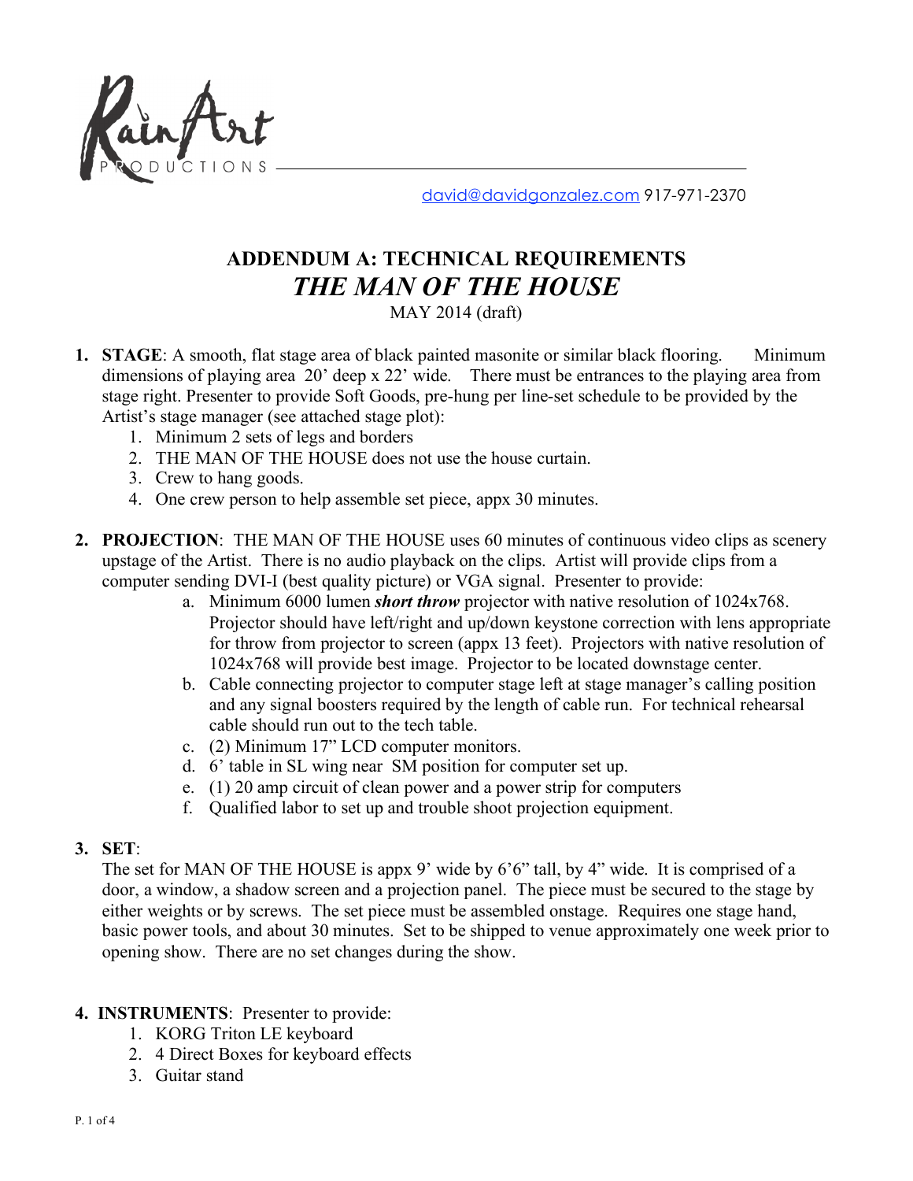RainArt PRODUCTIONS

david@davidgonzalez.com 917-971-2370

# ADDENDUM A: TECHNICAL REQUIREMENTS

# *THE MAN OF THE HOUSE*

MAY 2014 (draft)

1. **STAGE**: A smooth, flat stage area of black painted masonite or similar black flooring. Minimum dimensions of playing area 20' deep x 22' wide. There must be entrances to the playing area from stage right. Presenter to provide Soft Goods, pre-hung per line-set schedule to be provided by the Artist's stage manager (see attached stage plot):
   1. Minimum 2 sets of legs and borders
   2. THE MAN OF THE HOUSE does not use the house curtain.
   3. Crew to hang goods.
   4. One crew person to help assemble set piece, appx 30 minutes.

2. **PROJECTION**: THE MAN OF THE HOUSE uses 60 minutes of continuous video clips as scenery upstage of the Artist. There is no audio playback on the clips. Artist will provide clips from a computer sending DVI-I (best quality picture) or VGA signal. Presenter to provide:
   a. Minimum 6000 lumen ***short throw*** projector with native resolution of 1024x768. Projector should have left/right and up/down keystone correction with lens appropriate for throw from projector to screen (appx 13 feet). Projectors with native resolution of 1024x768 will provide best image. Projector to be located downstage center.
   b. Cable connecting projector to computer stage left at stage manager's calling position and any signal boosters required by the length of cable run. For technical rehearsal cable should run out to the tech table.
   c. (2) Minimum 17" LCD computer monitors.
   d. 6' table in SL wing near SM position for computer set up.
   e. (1) 20 amp circuit of clean power and a power strip for computers
   f. Qualified labor to set up and trouble shoot projection equipment.

3. **SET**:
   The set for MAN OF THE HOUSE is appx 9' wide by 6'6" tall, by 4" wide. It is comprised of a door, a window, a shadow screen and a projection panel. The piece must be secured to the stage by either weights or by screws. The set piece must be assembled onstage. Requires one stage hand, basic power tools, and about 30 minutes. Set to be shipped to venue approximately one week prior to opening show. There are no set changes during the show.

4. **INSTRUMENTS**: Presenter to provide:
   1. KORG Triton LE keyboard
   2. 4 Direct Boxes for keyboard effects
   3. Guitar stand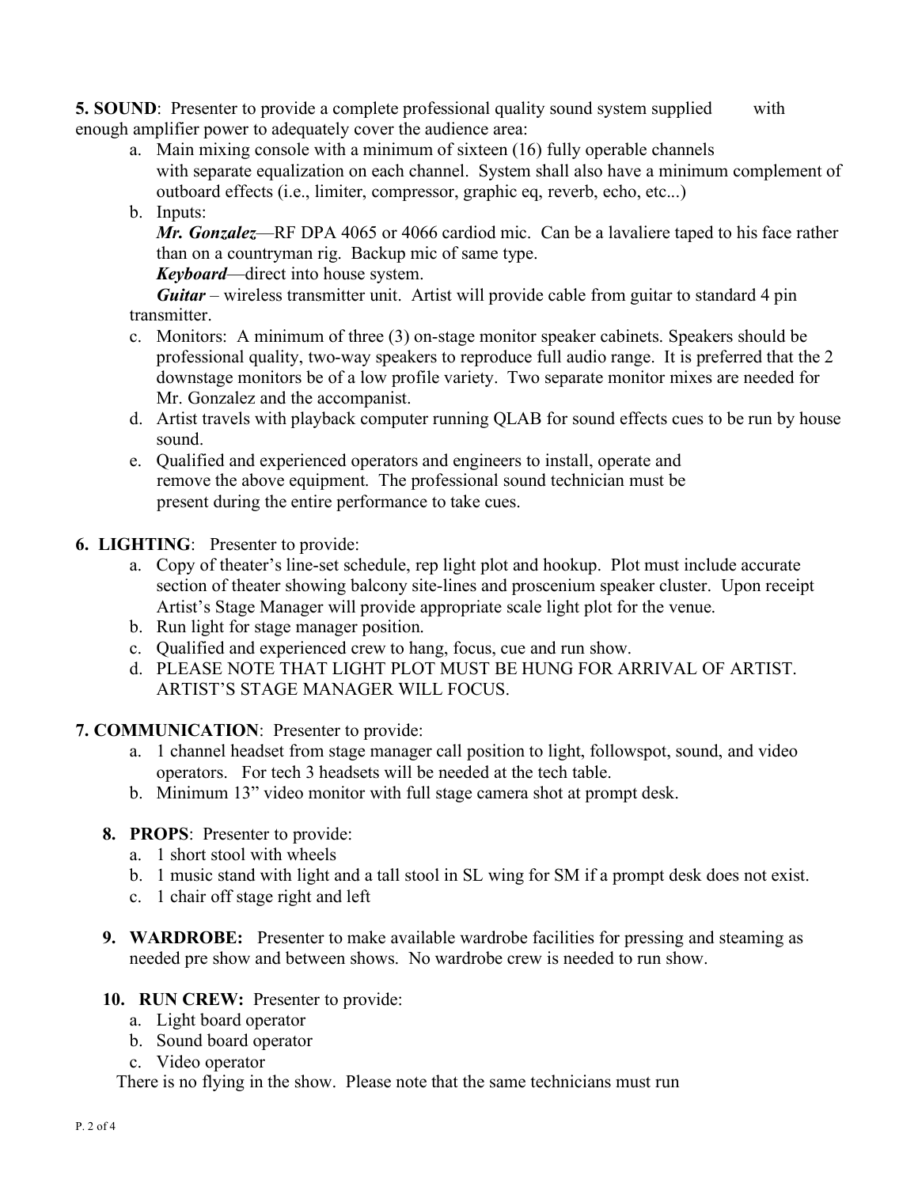**5. SOUND**: Presenter to provide a complete professional quality sound system supplied with enough amplifier power to adequately cover the audience area:

a. Main mixing console with a minimum of sixteen (16) fully operable channels with separate equalization on each channel. System shall also have a minimum complement of outboard effects (i.e., limiter, compressor, graphic eq, reverb, echo, etc...)

b. Inputs:
   ***Mr. Gonzalez***—RF DPA 4065 or 4066 cardiod mic. Can be a lavaliere taped to his face rather than on a countryman rig. Backup mic of same type.
   ***Keyboard***—direct into house system.
   ***Guitar*** – wireless transmitter unit. Artist will provide cable from guitar to standard 4 pin transmitter.

c. Monitors: A minimum of three (3) on-stage monitor speaker cabinets. Speakers should be professional quality, two-way speakers to reproduce full audio range. It is preferred that the 2 downstage monitors be of a low profile variety. Two separate monitor mixes are needed for Mr. Gonzalez and the accompanist.

d. Artist travels with playback computer running QLAB for sound effects cues to be run by house sound.

e. Qualified and experienced operators and engineers to install, operate and remove the above equipment. The professional sound technician must be present during the entire performance to take cues.

**6. LIGHTING**: Presenter to provide:

a. Copy of theater's line-set schedule, rep light plot and hookup. Plot must include accurate section of theater showing balcony site-lines and proscenium speaker cluster. Upon receipt Artist's Stage Manager will provide appropriate scale light plot for the venue.

b. Run light for stage manager position.

c. Qualified and experienced crew to hang, focus, cue and run show.

d. PLEASE NOTE THAT LIGHT PLOT MUST BE HUNG FOR ARRIVAL OF ARTIST. ARTIST'S STAGE MANAGER WILL FOCUS.

**7. COMMUNICATION**: Presenter to provide:

a. 1 channel headset from stage manager call position to light, followspot, sound, and video operators. For tech 3 headsets will be needed at the tech table.

b. Minimum 13" video monitor with full stage camera shot at prompt desk.

**8. PROPS**: Presenter to provide:

a. 1 short stool with wheels

b. 1 music stand with light and a tall stool in SL wing for SM if a prompt desk does not exist.

c. 1 chair off stage right and left

**9. WARDROBE:** Presenter to make available wardrobe facilities for pressing and steaming as needed pre show and between shows. No wardrobe crew is needed to run show.

**10. RUN CREW:** Presenter to provide:

a. Light board operator

b. Sound board operator

c. Video operator

There is no flying in the show. Please note that the same technicians must run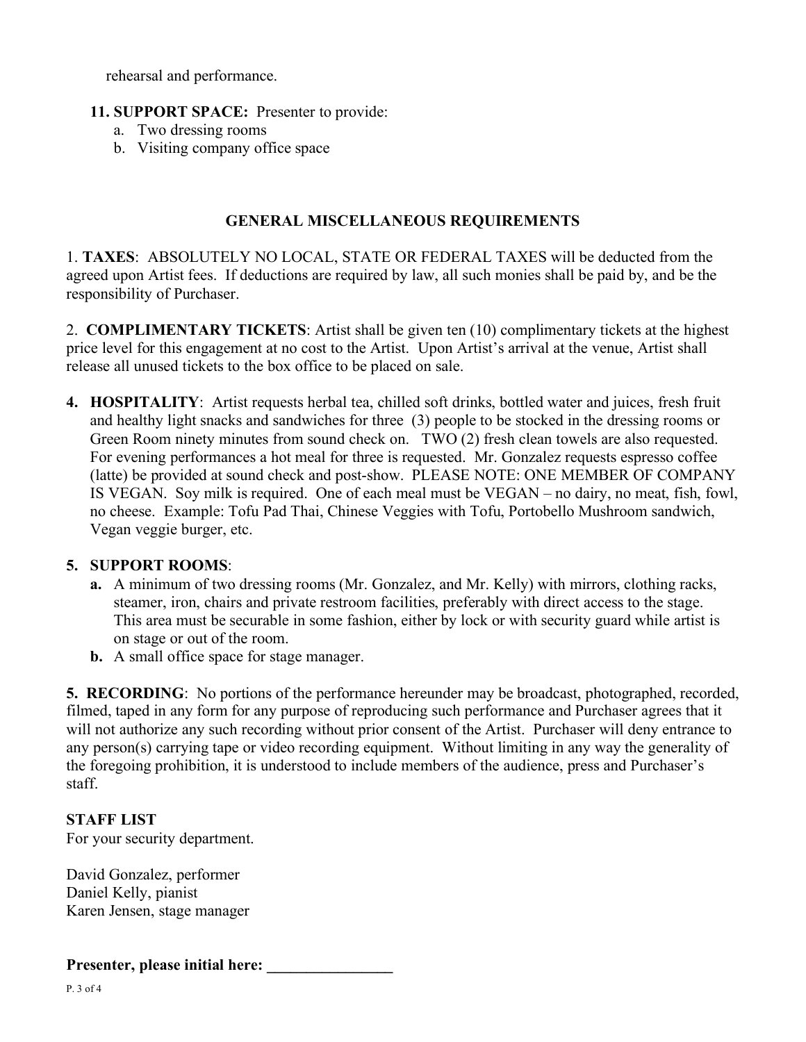rehearsal and performance.

11. **SUPPORT SPACE:** Presenter to provide:
    a. Two dressing rooms
    b. Visiting company office space

## GENERAL MISCELLANEOUS REQUIREMENTS

1. **TAXES**: ABSOLUTELY NO LOCAL, STATE OR FEDERAL TAXES will be deducted from the agreed upon Artist fees. If deductions are required by law, all such monies shall be paid by, and be the responsibility of Purchaser.

2. **COMPLIMENTARY TICKETS**: Artist shall be given ten (10) complimentary tickets at the highest price level for this engagement at no cost to the Artist. Upon Artist's arrival at the venue, Artist shall release all unused tickets to the box office to be placed on sale.

4. **HOSPITALITY**: Artist requests herbal tea, chilled soft drinks, bottled water and juices, fresh fruit and healthy light snacks and sandwiches for three (3) people to be stocked in the dressing rooms or Green Room ninety minutes from sound check on. TWO (2) fresh clean towels are also requested. For evening performances a hot meal for three is requested. Mr. Gonzalez requests espresso coffee (latte) be provided at sound check and post-show. PLEASE NOTE: ONE MEMBER OF COMPANY IS VEGAN. Soy milk is required. One of each meal must be VEGAN – no dairy, no meat, fish, fowl, no cheese. Example: Tofu Pad Thai, Chinese Veggies with Tofu, Portobello Mushroom sandwich, Vegan veggie burger, etc.

5. **SUPPORT ROOMS**:
    **a.** A minimum of two dressing rooms (Mr. Gonzalez, and Mr. Kelly) with mirrors, clothing racks, steamer, iron, chairs and private restroom facilities, preferably with direct access to the stage. This area must be securable in some fashion, either by lock or with security guard while artist is on stage or out of the room.
    **b.** A small office space for stage manager.

5. **RECORDING**: No portions of the performance hereunder may be broadcast, photographed, recorded, filmed, taped in any form for any purpose of reproducing such performance and Purchaser agrees that it will not authorize any such recording without prior consent of the Artist. Purchaser will deny entrance to any person(s) carrying tape or video recording equipment. Without limiting in any way the generality of the foregoing prohibition, it is understood to include members of the audience, press and Purchaser's staff.

**STAFF LIST**
For your security department.

David Gonzalez, performer
Daniel Kelly, pianist
Karen Jensen, stage manager

**Presenter, please initial here: ________________**